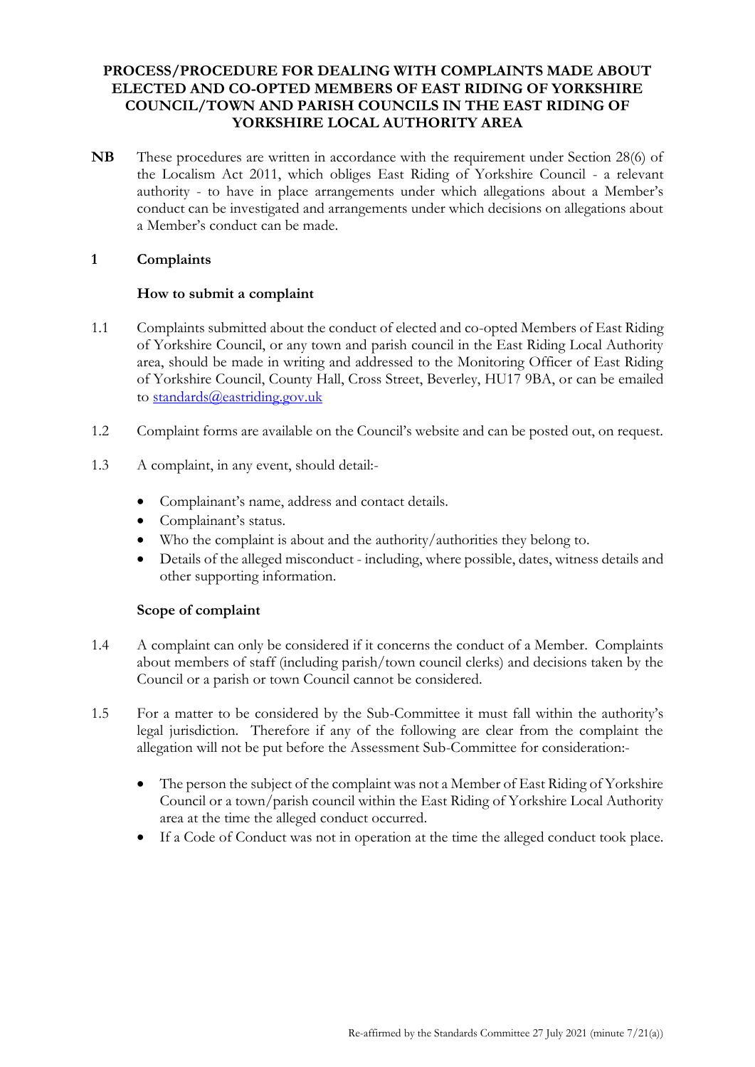# PROCESS/PROCEDURE FOR DEALING WITH COMPLAINTS MADE ABOUT ELECTED AND CO-OPTED MEMBERS OF EAST RIDING OF YORKSHIRE COUNCIL/TOWN AND PARISH COUNCILS IN THE EAST RIDING OF YORKSHIRE LOCAL AUTHORITY AREA

**NB** These procedures are written in accordance with the requirement under Section 28(6) of the Localism Act 2011, which obliges East Riding of Yorkshire Council - a relevant authority - to have in place arrangements under which allegations about a Member's conduct can be investigated and arrangements under which decisions on allegations about a Member's conduct can be made.

## 1 Complaints

### How to submit a complaint

1.1 Complaints submitted about the conduct of elected and co-opted Members of East Riding of Yorkshire Council, or any town and parish council in the East Riding Local Authority area, should be made in writing and addressed to the Monitoring Officer of East Riding of Yorkshire Council, County Hall, Cross Street, Beverley, HU17 9BA, or can be emailed to standards@eastriding.gov.uk

1.2 Complaint forms are available on the Council's website and can be posted out, on request.

1.3 A complaint, in any event, should detail:-

- Complainant's name, address and contact details.
- Complainant's status.
- Who the complaint is about and the authority/authorities they belong to.
- Details of the alleged misconduct - including, where possible, dates, witness details and other supporting information.

### Scope of complaint

1.4 A complaint can only be considered if it concerns the conduct of a Member. Complaints about members of staff (including parish/town council clerks) and decisions taken by the Council or a parish or town Council cannot be considered.

1.5 For a matter to be considered by the Sub-Committee it must fall within the authority's legal jurisdiction. Therefore if any of the following are clear from the complaint the allegation will not be put before the Assessment Sub-Committee for consideration:-

- The person the subject of the complaint was not a Member of East Riding of Yorkshire Council or a town/parish council within the East Riding of Yorkshire Local Authority area at the time the alleged conduct occurred.
- If a Code of Conduct was not in operation at the time the alleged conduct took place.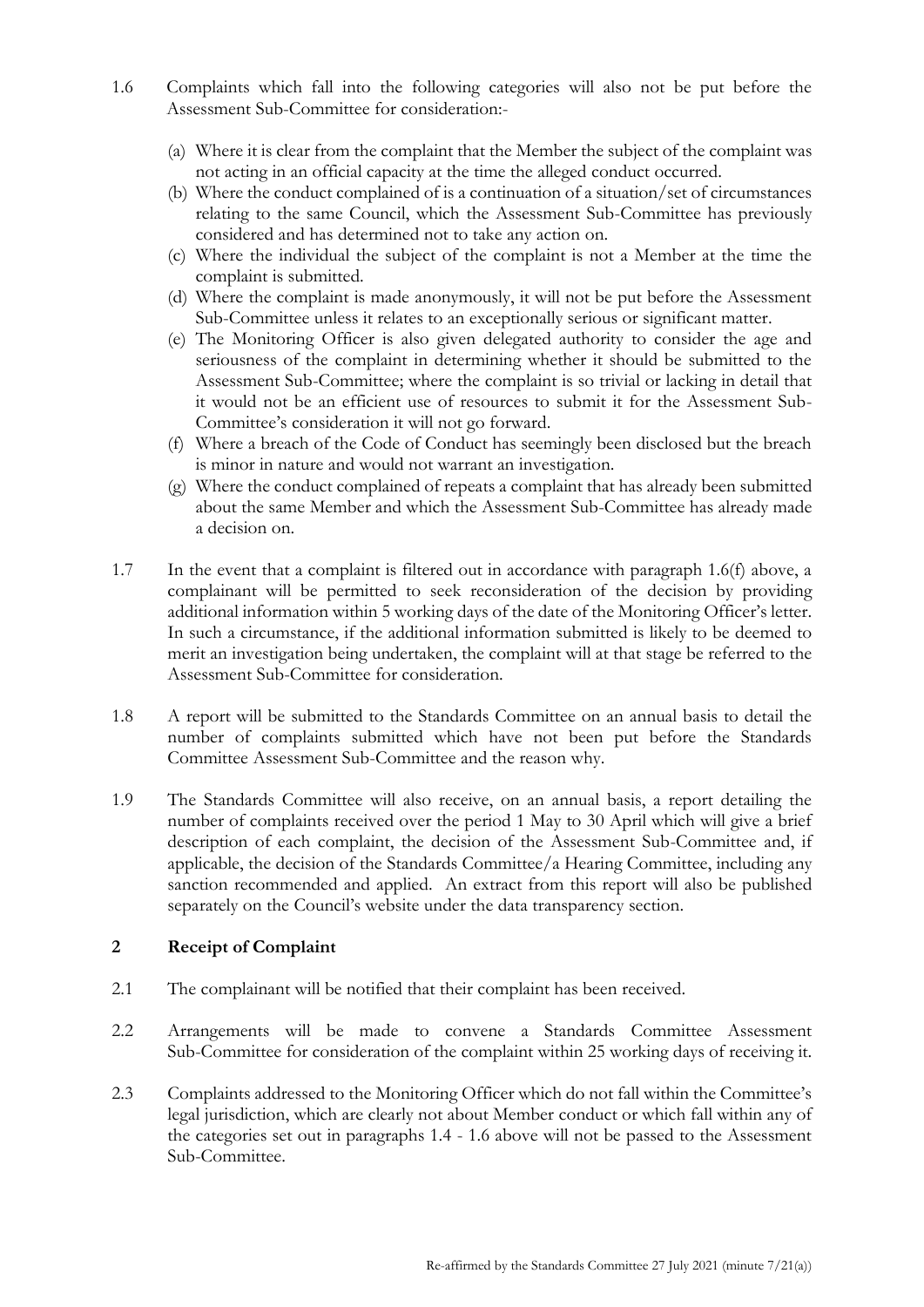1.6 Complaints which fall into the following categories will also not be put before the Assessment Sub-Committee for consideration:-

(a) Where it is clear from the complaint that the Member the subject of the complaint was not acting in an official capacity at the time the alleged conduct occurred.
(b) Where the conduct complained of is a continuation of a situation/set of circumstances relating to the same Council, which the Assessment Sub-Committee has previously considered and has determined not to take any action on.
(c) Where the individual the subject of the complaint is not a Member at the time the complaint is submitted.
(d) Where the complaint is made anonymously, it will not be put before the Assessment Sub-Committee unless it relates to an exceptionally serious or significant matter.
(e) The Monitoring Officer is also given delegated authority to consider the age and seriousness of the complaint in determining whether it should be submitted to the Assessment Sub-Committee; where the complaint is so trivial or lacking in detail that it would not be an efficient use of resources to submit it for the Assessment Sub-Committee's consideration it will not go forward.
(f) Where a breach of the Code of Conduct has seemingly been disclosed but the breach is minor in nature and would not warrant an investigation.
(g) Where the conduct complained of repeats a complaint that has already been submitted about the same Member and which the Assessment Sub-Committee has already made a decision on.

1.7 In the event that a complaint is filtered out in accordance with paragraph 1.6(f) above, a complainant will be permitted to seek reconsideration of the decision by providing additional information within 5 working days of the date of the Monitoring Officer's letter. In such a circumstance, if the additional information submitted is likely to be deemed to merit an investigation being undertaken, the complaint will at that stage be referred to the Assessment Sub-Committee for consideration.

1.8 A report will be submitted to the Standards Committee on an annual basis to detail the number of complaints submitted which have not been put before the Standards Committee Assessment Sub-Committee and the reason why.

1.9 The Standards Committee will also receive, on an annual basis, a report detailing the number of complaints received over the period 1 May to 30 April which will give a brief description of each complaint, the decision of the Assessment Sub-Committee and, if applicable, the decision of the Standards Committee/a Hearing Committee, including any sanction recommended and applied. An extract from this report will also be published separately on the Council's website under the data transparency section.

## 2 Receipt of Complaint

2.1 The complainant will be notified that their complaint has been received.

2.2 Arrangements will be made to convene a Standards Committee Assessment Sub-Committee for consideration of the complaint within 25 working days of receiving it.

2.3 Complaints addressed to the Monitoring Officer which do not fall within the Committee's legal jurisdiction, which are clearly not about Member conduct or which fall within any of the categories set out in paragraphs 1.4 - 1.6 above will not be passed to the Assessment Sub-Committee.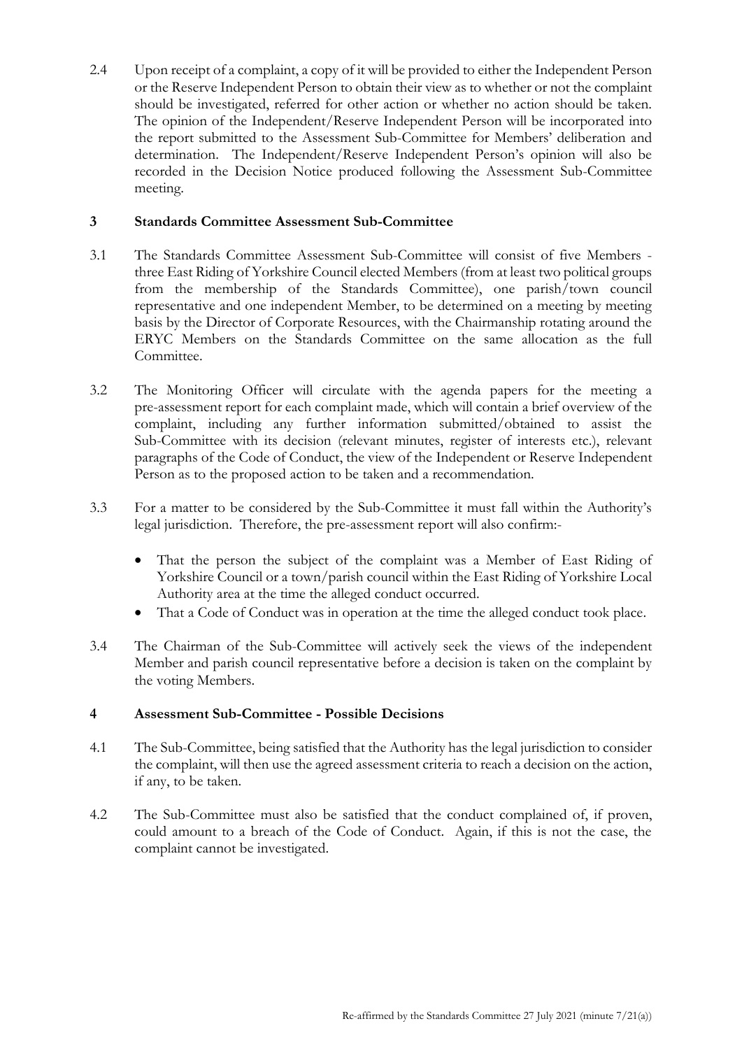2.4 Upon receipt of a complaint, a copy of it will be provided to either the Independent Person or the Reserve Independent Person to obtain their view as to whether or not the complaint should be investigated, referred for other action or whether no action should be taken. The opinion of the Independent/Reserve Independent Person will be incorporated into the report submitted to the Assessment Sub-Committee for Members' deliberation and determination. The Independent/Reserve Independent Person's opinion will also be recorded in the Decision Notice produced following the Assessment Sub-Committee meeting.

## 3 Standards Committee Assessment Sub-Committee

3.1 The Standards Committee Assessment Sub-Committee will consist of five Members - three East Riding of Yorkshire Council elected Members (from at least two political groups from the membership of the Standards Committee), one parish/town council representative and one independent Member, to be determined on a meeting by meeting basis by the Director of Corporate Resources, with the Chairmanship rotating around the ERYC Members on the Standards Committee on the same allocation as the full Committee.

3.2 The Monitoring Officer will circulate with the agenda papers for the meeting a pre-assessment report for each complaint made, which will contain a brief overview of the complaint, including any further information submitted/obtained to assist the Sub-Committee with its decision (relevant minutes, register of interests etc.), relevant paragraphs of the Code of Conduct, the view of the Independent or Reserve Independent Person as to the proposed action to be taken and a recommendation.

3.3 For a matter to be considered by the Sub-Committee it must fall within the Authority's legal jurisdiction. Therefore, the pre-assessment report will also confirm:-

- That the person the subject of the complaint was a Member of East Riding of Yorkshire Council or a town/parish council within the East Riding of Yorkshire Local Authority area at the time the alleged conduct occurred.
- That a Code of Conduct was in operation at the time the alleged conduct took place.

3.4 The Chairman of the Sub-Committee will actively seek the views of the independent Member and parish council representative before a decision is taken on the complaint by the voting Members.

## 4 Assessment Sub-Committee - Possible Decisions

4.1 The Sub-Committee, being satisfied that the Authority has the legal jurisdiction to consider the complaint, will then use the agreed assessment criteria to reach a decision on the action, if any, to be taken.

4.2 The Sub-Committee must also be satisfied that the conduct complained of, if proven, could amount to a breach of the Code of Conduct. Again, if this is not the case, the complaint cannot be investigated.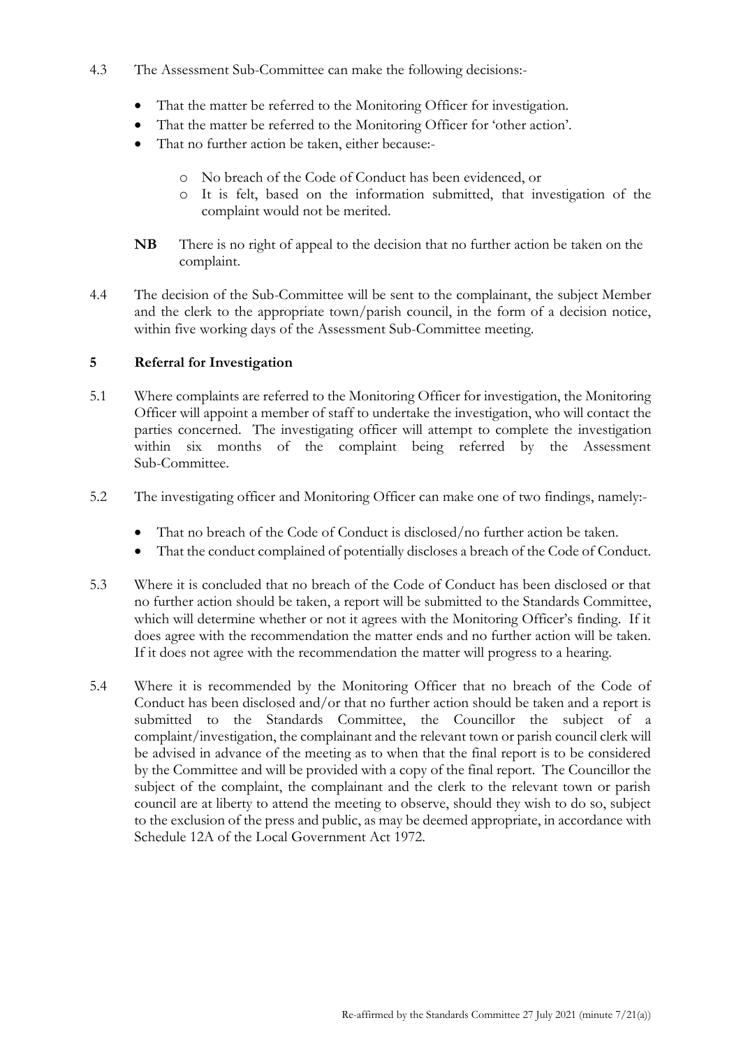4.3 The Assessment Sub-Committee can make the following decisions:-

- That the matter be referred to the Monitoring Officer for investigation.
- That the matter be referred to the Monitoring Officer for 'other action'.
- That no further action be taken, either because:-
  - No breach of the Code of Conduct has been evidenced, or
  - It is felt, based on the information submitted, that investigation of the complaint would not be merited.

**NB** There is no right of appeal to the decision that no further action be taken on the complaint.

4.4 The decision of the Sub-Committee will be sent to the complainant, the subject Member and the clerk to the appropriate town/parish council, in the form of a decision notice, within five working days of the Assessment Sub-Committee meeting.

## 5 Referral for Investigation

5.1 Where complaints are referred to the Monitoring Officer for investigation, the Monitoring Officer will appoint a member of staff to undertake the investigation, who will contact the parties concerned. The investigating officer will attempt to complete the investigation within six months of the complaint being referred by the Assessment Sub-Committee.

5.2 The investigating officer and Monitoring Officer can make one of two findings, namely:-

- That no breach of the Code of Conduct is disclosed/no further action be taken.
- That the conduct complained of potentially discloses a breach of the Code of Conduct.

5.3 Where it is concluded that no breach of the Code of Conduct has been disclosed or that no further action should be taken, a report will be submitted to the Standards Committee, which will determine whether or not it agrees with the Monitoring Officer's finding. If it does agree with the recommendation the matter ends and no further action will be taken. If it does not agree with the recommendation the matter will progress to a hearing.

5.4 Where it is recommended by the Monitoring Officer that no breach of the Code of Conduct has been disclosed and/or that no further action should be taken and a report is submitted to the Standards Committee, the Councillor the subject of a complaint/investigation, the complainant and the relevant town or parish council clerk will be advised in advance of the meeting as to when that the final report is to be considered by the Committee and will be provided with a copy of the final report. The Councillor the subject of the complaint, the complainant and the clerk to the relevant town or parish council are at liberty to attend the meeting to observe, should they wish to do so, subject to the exclusion of the press and public, as may be deemed appropriate, in accordance with Schedule 12A of the Local Government Act 1972.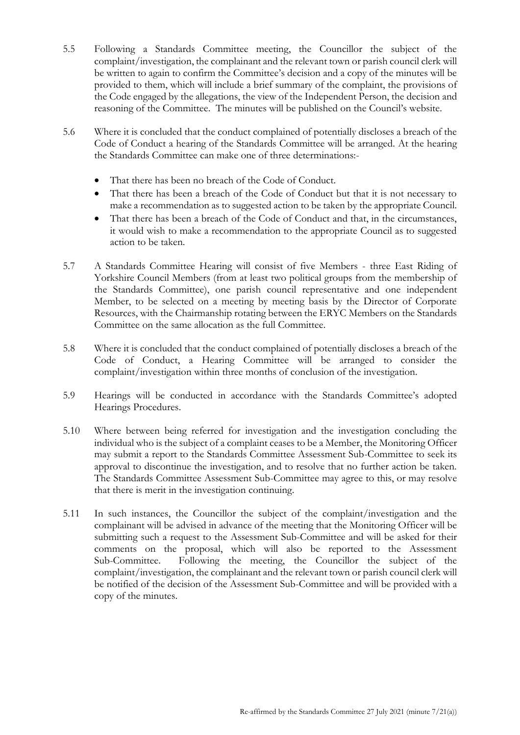5.5 Following a Standards Committee meeting, the Councillor the subject of the complaint/investigation, the complainant and the relevant town or parish council clerk will be written to again to confirm the Committee's decision and a copy of the minutes will be provided to them, which will include a brief summary of the complaint, the provisions of the Code engaged by the allegations, the view of the Independent Person, the decision and reasoning of the Committee. The minutes will be published on the Council's website.

5.6 Where it is concluded that the conduct complained of potentially discloses a breach of the Code of Conduct a hearing of the Standards Committee will be arranged. At the hearing the Standards Committee can make one of three determinations:-

- That there has been no breach of the Code of Conduct.
- That there has been a breach of the Code of Conduct but that it is not necessary to make a recommendation as to suggested action to be taken by the appropriate Council.
- That there has been a breach of the Code of Conduct and that, in the circumstances, it would wish to make a recommendation to the appropriate Council as to suggested action to be taken.

5.7 A Standards Committee Hearing will consist of five Members - three East Riding of Yorkshire Council Members (from at least two political groups from the membership of the Standards Committee), one parish council representative and one independent Member, to be selected on a meeting by meeting basis by the Director of Corporate Resources, with the Chairmanship rotating between the ERYC Members on the Standards Committee on the same allocation as the full Committee.

5.8 Where it is concluded that the conduct complained of potentially discloses a breach of the Code of Conduct, a Hearing Committee will be arranged to consider the complaint/investigation within three months of conclusion of the investigation.

5.9 Hearings will be conducted in accordance with the Standards Committee's adopted Hearings Procedures.

5.10 Where between being referred for investigation and the investigation concluding the individual who is the subject of a complaint ceases to be a Member, the Monitoring Officer may submit a report to the Standards Committee Assessment Sub-Committee to seek its approval to discontinue the investigation, and to resolve that no further action be taken. The Standards Committee Assessment Sub-Committee may agree to this, or may resolve that there is merit in the investigation continuing.

5.11 In such instances, the Councillor the subject of the complaint/investigation and the complainant will be advised in advance of the meeting that the Monitoring Officer will be submitting such a request to the Assessment Sub-Committee and will be asked for their comments on the proposal, which will also be reported to the Assessment Sub-Committee. Following the meeting, the Councillor the subject of the complaint/investigation, the complainant and the relevant town or parish council clerk will be notified of the decision of the Assessment Sub-Committee and will be provided with a copy of the minutes.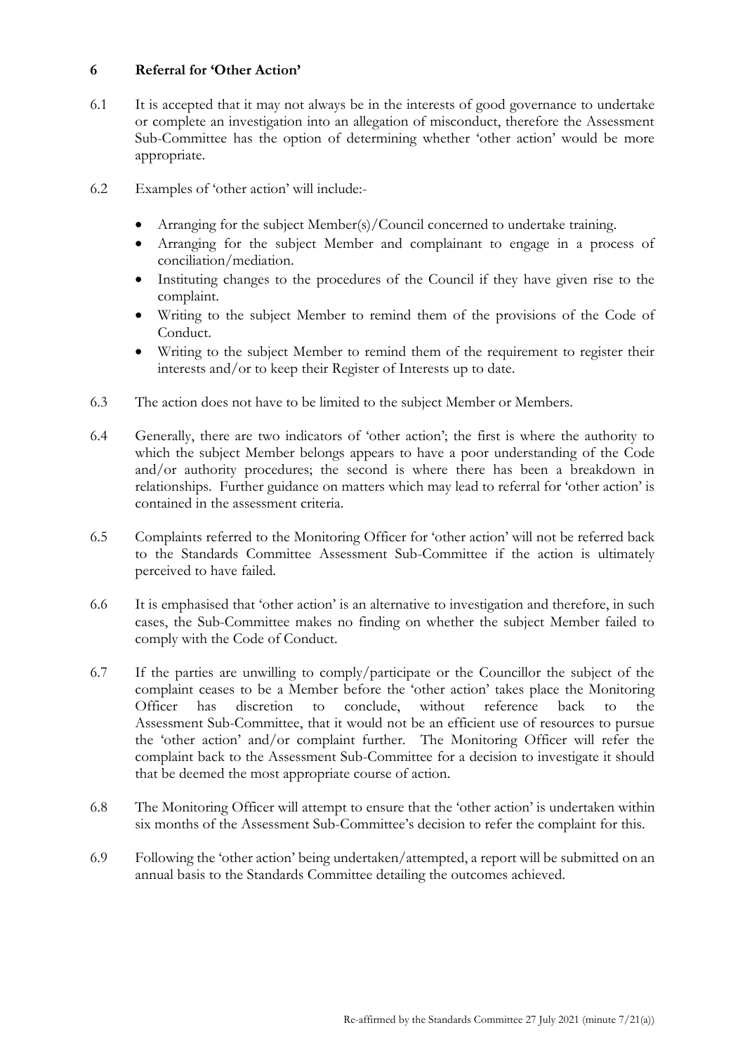## 6 Referral for 'Other Action'

6.1 It is accepted that it may not always be in the interests of good governance to undertake or complete an investigation into an allegation of misconduct, therefore the Assessment Sub-Committee has the option of determining whether 'other action' would be more appropriate.

6.2 Examples of 'other action' will include:-

- Arranging for the subject Member(s)/Council concerned to undertake training.
- Arranging for the subject Member and complainant to engage in a process of conciliation/mediation.
- Instituting changes to the procedures of the Council if they have given rise to the complaint.
- Writing to the subject Member to remind them of the provisions of the Code of Conduct.
- Writing to the subject Member to remind them of the requirement to register their interests and/or to keep their Register of Interests up to date.

6.3 The action does not have to be limited to the subject Member or Members.

6.4 Generally, there are two indicators of 'other action'; the first is where the authority to which the subject Member belongs appears to have a poor understanding of the Code and/or authority procedures; the second is where there has been a breakdown in relationships. Further guidance on matters which may lead to referral for 'other action' is contained in the assessment criteria.

6.5 Complaints referred to the Monitoring Officer for 'other action' will not be referred back to the Standards Committee Assessment Sub-Committee if the action is ultimately perceived to have failed.

6.6 It is emphasised that 'other action' is an alternative to investigation and therefore, in such cases, the Sub-Committee makes no finding on whether the subject Member failed to comply with the Code of Conduct.

6.7 If the parties are unwilling to comply/participate or the Councillor the subject of the complaint ceases to be a Member before the 'other action' takes place the Monitoring Officer has discretion to conclude, without reference back to the Assessment Sub-Committee, that it would not be an efficient use of resources to pursue the 'other action' and/or complaint further. The Monitoring Officer will refer the complaint back to the Assessment Sub-Committee for a decision to investigate it should that be deemed the most appropriate course of action.

6.8 The Monitoring Officer will attempt to ensure that the 'other action' is undertaken within six months of the Assessment Sub-Committee's decision to refer the complaint for this.

6.9 Following the 'other action' being undertaken/attempted, a report will be submitted on an annual basis to the Standards Committee detailing the outcomes achieved.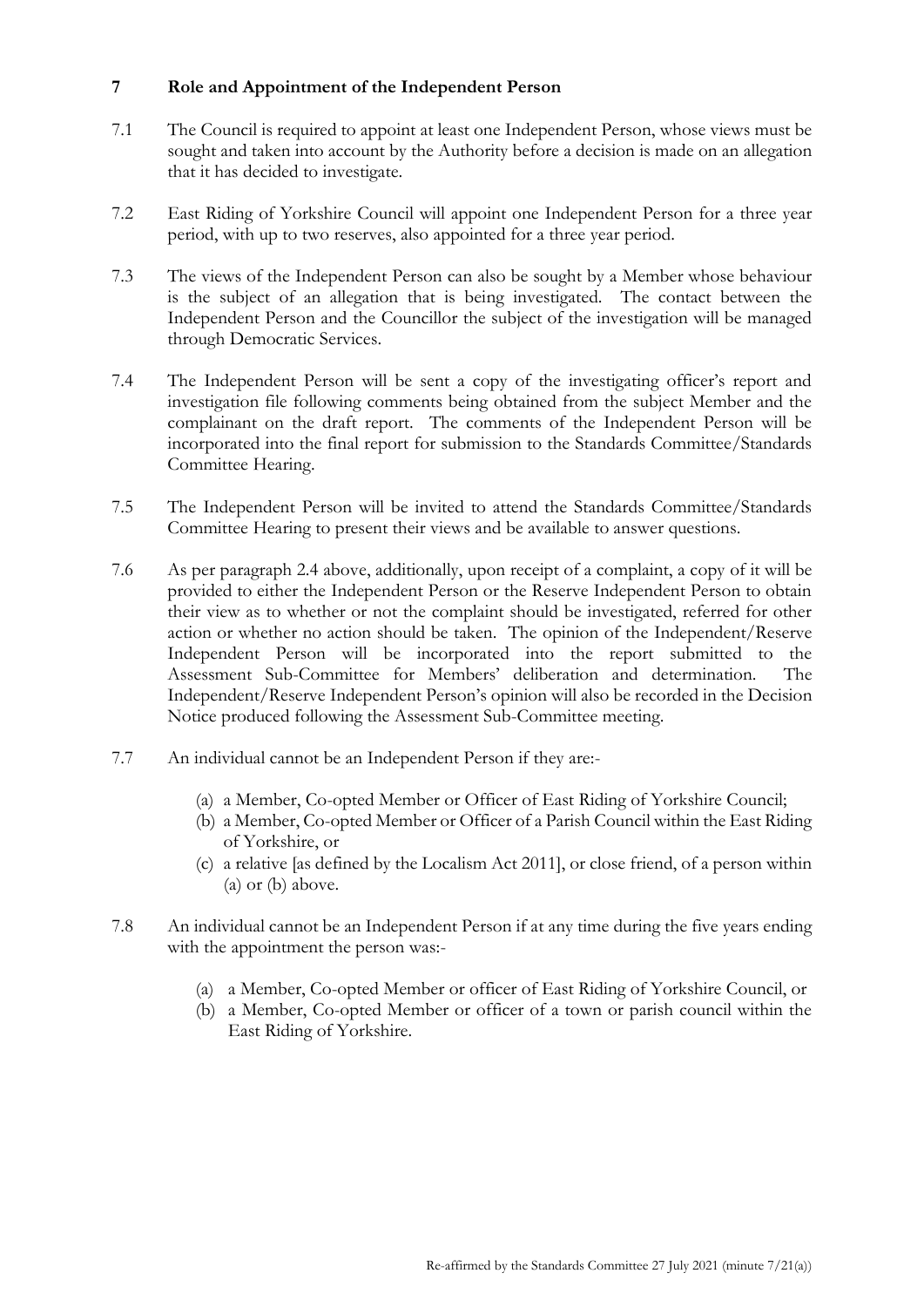## 7 Role and Appointment of the Independent Person

7.1 The Council is required to appoint at least one Independent Person, whose views must be sought and taken into account by the Authority before a decision is made on an allegation that it has decided to investigate.

7.2 East Riding of Yorkshire Council will appoint one Independent Person for a three year period, with up to two reserves, also appointed for a three year period.

7.3 The views of the Independent Person can also be sought by a Member whose behaviour is the subject of an allegation that is being investigated. The contact between the Independent Person and the Councillor the subject of the investigation will be managed through Democratic Services.

7.4 The Independent Person will be sent a copy of the investigating officer's report and investigation file following comments being obtained from the subject Member and the complainant on the draft report. The comments of the Independent Person will be incorporated into the final report for submission to the Standards Committee/Standards Committee Hearing.

7.5 The Independent Person will be invited to attend the Standards Committee/Standards Committee Hearing to present their views and be available to answer questions.

7.6 As per paragraph 2.4 above, additionally, upon receipt of a complaint, a copy of it will be provided to either the Independent Person or the Reserve Independent Person to obtain their view as to whether or not the complaint should be investigated, referred for other action or whether no action should be taken. The opinion of the Independent/Reserve Independent Person will be incorporated into the report submitted to the Assessment Sub-Committee for Members' deliberation and determination. The Independent/Reserve Independent Person's opinion will also be recorded in the Decision Notice produced following the Assessment Sub-Committee meeting.

7.7 An individual cannot be an Independent Person if they are:-

(a) a Member, Co-opted Member or Officer of East Riding of Yorkshire Council;
(b) a Member, Co-opted Member or Officer of a Parish Council within the East Riding of Yorkshire, or
(c) a relative [as defined by the Localism Act 2011], or close friend, of a person within (a) or (b) above.

7.8 An individual cannot be an Independent Person if at any time during the five years ending with the appointment the person was:-

(a) a Member, Co-opted Member or officer of East Riding of Yorkshire Council, or
(b) a Member, Co-opted Member or officer of a town or parish council within the East Riding of Yorkshire.

Re-affirmed by the Standards Committee 27 July 2021 (minute 7/21(a))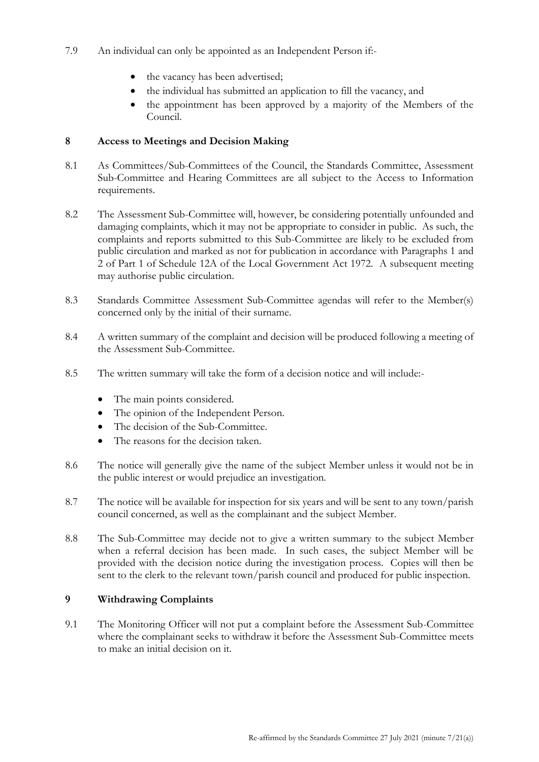7.9 An individual can only be appointed as an Independent Person if:-

- the vacancy has been advertised;
- the individual has submitted an application to fill the vacancy, and
- the appointment has been approved by a majority of the Members of the Council.

## 8 Access to Meetings and Decision Making

8.1 As Committees/Sub-Committees of the Council, the Standards Committee, Assessment Sub-Committee and Hearing Committees are all subject to the Access to Information requirements.

8.2 The Assessment Sub-Committee will, however, be considering potentially unfounded and damaging complaints, which it may not be appropriate to consider in public. As such, the complaints and reports submitted to this Sub-Committee are likely to be excluded from public circulation and marked as not for publication in accordance with Paragraphs 1 and 2 of Part 1 of Schedule 12A of the Local Government Act 1972. A subsequent meeting may authorise public circulation.

8.3 Standards Committee Assessment Sub-Committee agendas will refer to the Member(s) concerned only by the initial of their surname.

8.4 A written summary of the complaint and decision will be produced following a meeting of the Assessment Sub-Committee.

8.5 The written summary will take the form of a decision notice and will include:-

- The main points considered.
- The opinion of the Independent Person.
- The decision of the Sub-Committee.
- The reasons for the decision taken.

8.6 The notice will generally give the name of the subject Member unless it would not be in the public interest or would prejudice an investigation.

8.7 The notice will be available for inspection for six years and will be sent to any town/parish council concerned, as well as the complainant and the subject Member.

8.8 The Sub-Committee may decide not to give a written summary to the subject Member when a referral decision has been made. In such cases, the subject Member will be provided with the decision notice during the investigation process. Copies will then be sent to the clerk to the relevant town/parish council and produced for public inspection.

## 9 Withdrawing Complaints

9.1 The Monitoring Officer will not put a complaint before the Assessment Sub-Committee where the complainant seeks to withdraw it before the Assessment Sub-Committee meets to make an initial decision on it.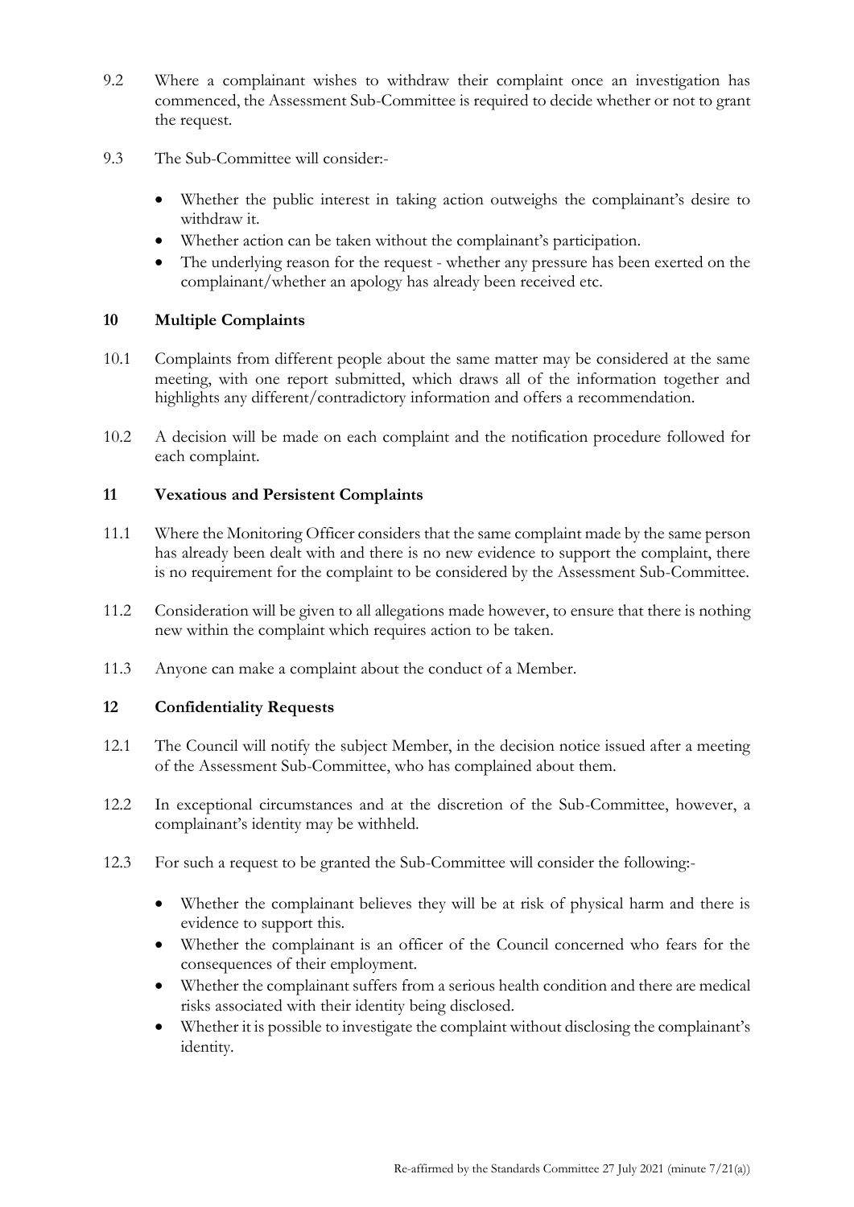9.2 Where a complainant wishes to withdraw their complaint once an investigation has commenced, the Assessment Sub-Committee is required to decide whether or not to grant the request.

9.3 The Sub-Committee will consider:-

- Whether the public interest in taking action outweighs the complainant's desire to withdraw it.
- Whether action can be taken without the complainant's participation.
- The underlying reason for the request - whether any pressure has been exerted on the complainant/whether an apology has already been received etc.

## 10 Multiple Complaints

10.1 Complaints from different people about the same matter may be considered at the same meeting, with one report submitted, which draws all of the information together and highlights any different/contradictory information and offers a recommendation.

10.2 A decision will be made on each complaint and the notification procedure followed for each complaint.

## 11 Vexatious and Persistent Complaints

11.1 Where the Monitoring Officer considers that the same complaint made by the same person has already been dealt with and there is no new evidence to support the complaint, there is no requirement for the complaint to be considered by the Assessment Sub-Committee.

11.2 Consideration will be given to all allegations made however, to ensure that there is nothing new within the complaint which requires action to be taken.

11.3 Anyone can make a complaint about the conduct of a Member.

## 12 Confidentiality Requests

12.1 The Council will notify the subject Member, in the decision notice issued after a meeting of the Assessment Sub-Committee, who has complained about them.

12.2 In exceptional circumstances and at the discretion of the Sub-Committee, however, a complainant's identity may be withheld.

12.3 For such a request to be granted the Sub-Committee will consider the following:-

- Whether the complainant believes they will be at risk of physical harm and there is evidence to support this.
- Whether the complainant is an officer of the Council concerned who fears for the consequences of their employment.
- Whether the complainant suffers from a serious health condition and there are medical risks associated with their identity being disclosed.
- Whether it is possible to investigate the complaint without disclosing the complainant's identity.

Re-affirmed by the Standards Committee 27 July 2021 (minute 7/21(a))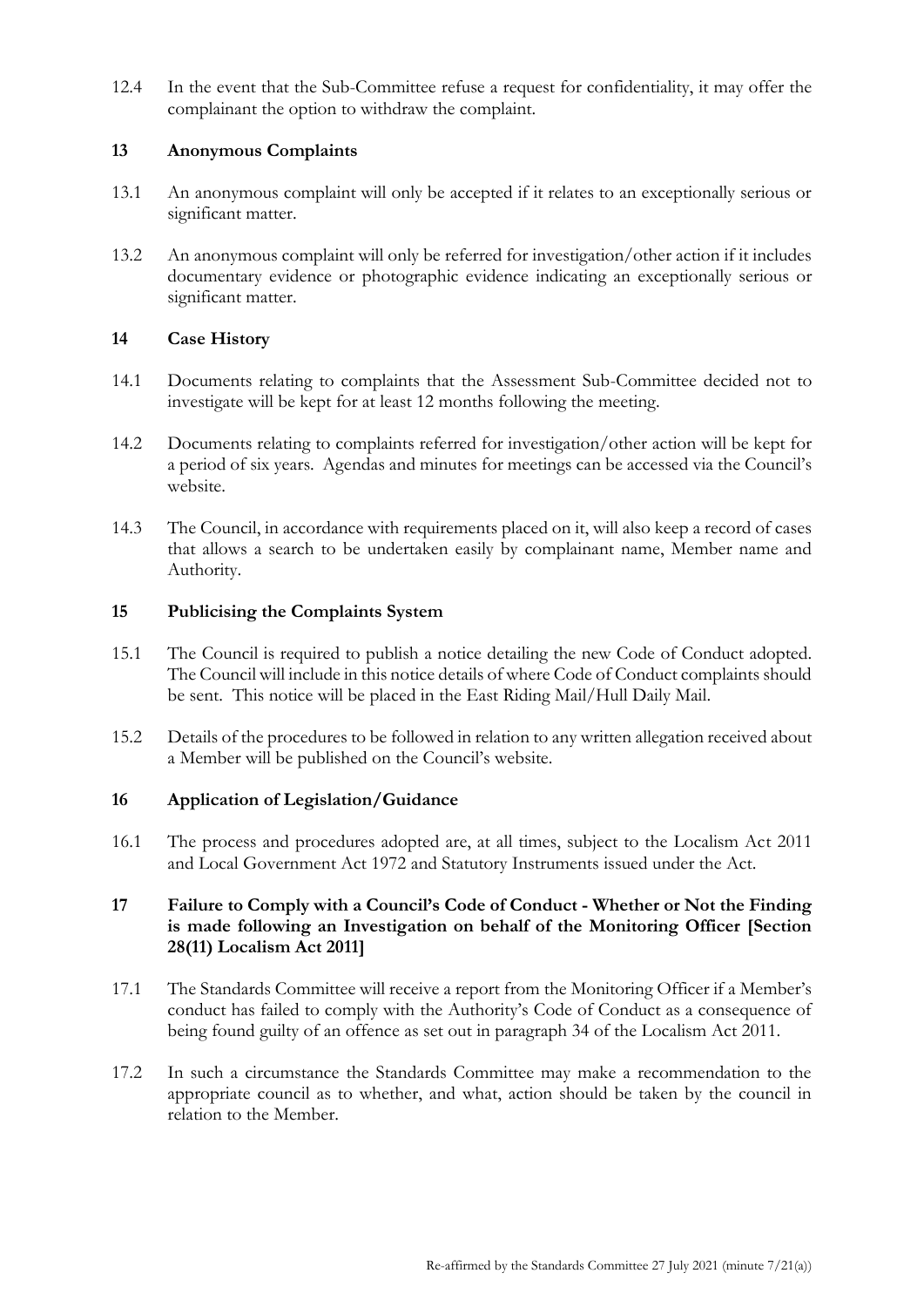12.4 In the event that the Sub-Committee refuse a request for confidentiality, it may offer the complainant the option to withdraw the complaint.

## 13 Anonymous Complaints

13.1 An anonymous complaint will only be accepted if it relates to an exceptionally serious or significant matter.

13.2 An anonymous complaint will only be referred for investigation/other action if it includes documentary evidence or photographic evidence indicating an exceptionally serious or significant matter.

## 14 Case History

14.1 Documents relating to complaints that the Assessment Sub-Committee decided not to investigate will be kept for at least 12 months following the meeting.

14.2 Documents relating to complaints referred for investigation/other action will be kept for a period of six years. Agendas and minutes for meetings can be accessed via the Council's website.

14.3 The Council, in accordance with requirements placed on it, will also keep a record of cases that allows a search to be undertaken easily by complainant name, Member name and Authority.

## 15 Publicising the Complaints System

15.1 The Council is required to publish a notice detailing the new Code of Conduct adopted. The Council will include in this notice details of where Code of Conduct complaints should be sent. This notice will be placed in the East Riding Mail/Hull Daily Mail.

15.2 Details of the procedures to be followed in relation to any written allegation received about a Member will be published on the Council's website.

## 16 Application of Legislation/Guidance

16.1 The process and procedures adopted are, at all times, subject to the Localism Act 2011 and Local Government Act 1972 and Statutory Instruments issued under the Act.

## 17 Failure to Comply with a Council's Code of Conduct - Whether or Not the Finding is made following an Investigation on behalf of the Monitoring Officer [Section 28(11) Localism Act 2011]

17.1 The Standards Committee will receive a report from the Monitoring Officer if a Member's conduct has failed to comply with the Authority's Code of Conduct as a consequence of being found guilty of an offence as set out in paragraph 34 of the Localism Act 2011.

17.2 In such a circumstance the Standards Committee may make a recommendation to the appropriate council as to whether, and what, action should be taken by the council in relation to the Member.

Re-affirmed by the Standards Committee 27 July 2021 (minute 7/21(a))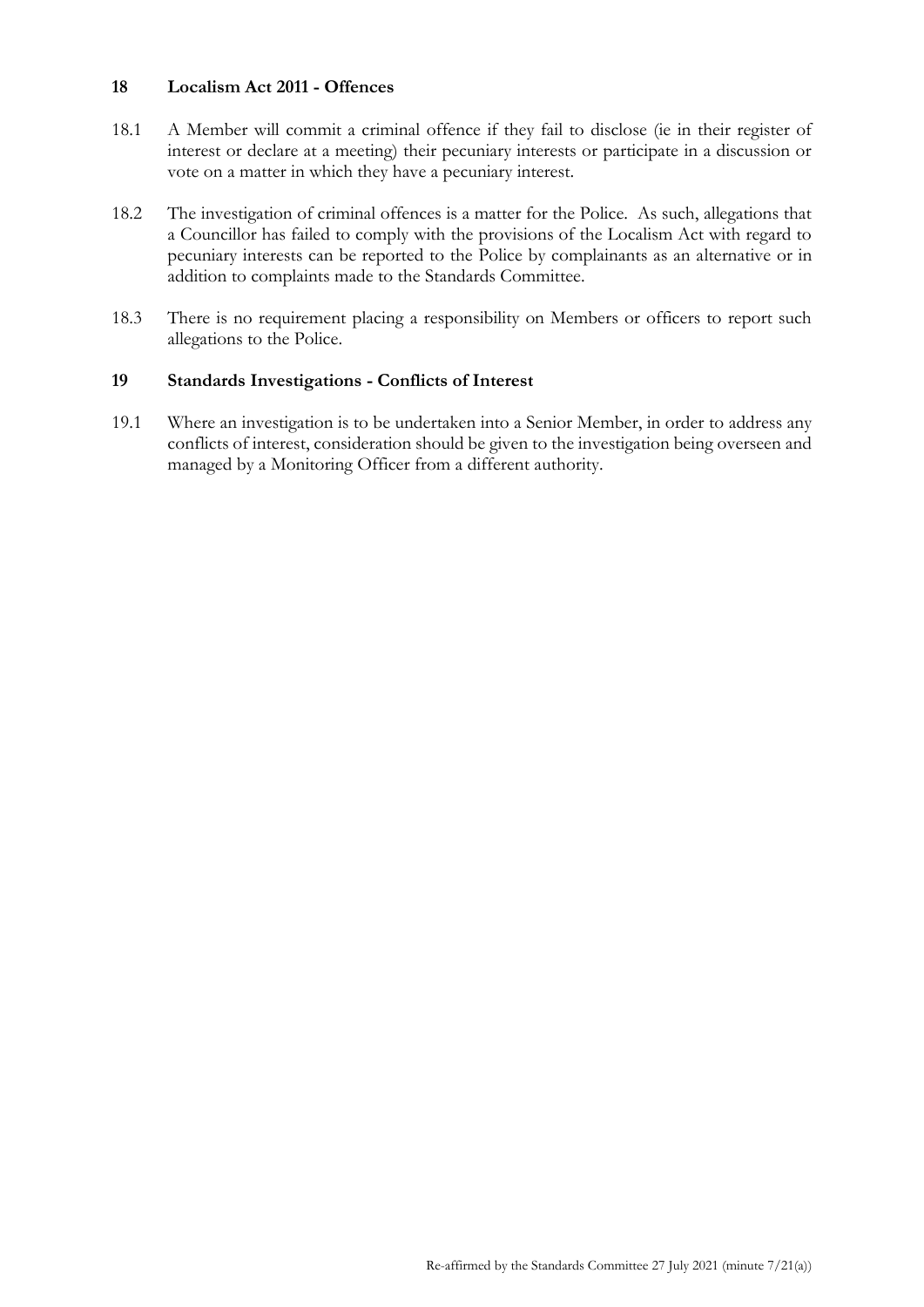## 18 Localism Act 2011 - Offences

18.1 A Member will commit a criminal offence if they fail to disclose (ie in their register of interest or declare at a meeting) their pecuniary interests or participate in a discussion or vote on a matter in which they have a pecuniary interest.

18.2 The investigation of criminal offences is a matter for the Police. As such, allegations that a Councillor has failed to comply with the provisions of the Localism Act with regard to pecuniary interests can be reported to the Police by complainants as an alternative or in addition to complaints made to the Standards Committee.

18.3 There is no requirement placing a responsibility on Members or officers to report such allegations to the Police.

## 19 Standards Investigations - Conflicts of Interest

19.1 Where an investigation is to be undertaken into a Senior Member, in order to address any conflicts of interest, consideration should be given to the investigation being overseen and managed by a Monitoring Officer from a different authority.

Re-affirmed by the Standards Committee 27 July 2021 (minute 7/21(a))